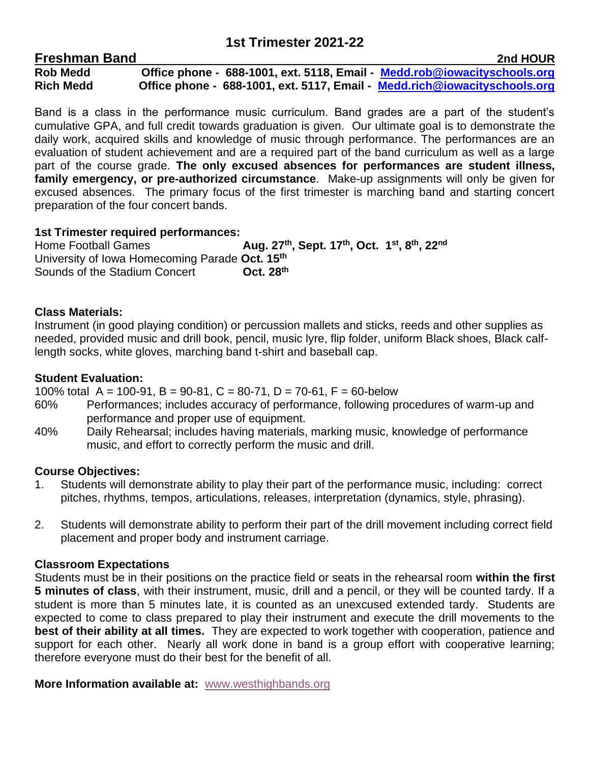# 1st Trimester 2021-22

## Freshman Band — 2nd HOUR

**Rob Medd** Office phone - 688-1001, ext. 5118, Email - Medd.rob@iowacityschools.org
**Rich Medd** Office phone - 688-1001, ext. 5117, Email - Medd.rich@iowacityschools.org

Band is a class in the performance music curriculum. Band grades are a part of the student's cumulative GPA, and full credit towards graduation is given. Our ultimate goal is to demonstrate the daily work, acquired skills and knowledge of music through performance. The performances are an evaluation of student achievement and are a required part of the band curriculum as well as a large part of the course grade. **The only excused absences for performances are student illness, family emergency, or pre-authorized circumstance**. Make-up assignments will only be given for excused absences. The primary focus of the first trimester is marching band and starting concert preparation of the four concert bands.

### 1st Trimester required performances:

| | |
|---|---|
| Home Football Games | **Aug. 27th, Sept. 17th, Oct. 1st, 8th, 22nd** |
| University of Iowa Homecoming Parade | **Oct. 15th** |
| Sounds of the Stadium Concert | **Oct. 28th** |

### Class Materials:

Instrument (in good playing condition) or percussion mallets and sticks, reeds and other supplies as needed, provided music and drill book, pencil, music lyre, flip folder, uniform Black shoes, Black calf-length socks, white gloves, marching band t-shirt and baseball cap.

### Student Evaluation:

100% total A = 100-91, B = 90-81, C = 80-71, D = 70-61, F = 60-below

- 60% Performances; includes accuracy of performance, following procedures of warm-up and performance and proper use of equipment.
- 40% Daily Rehearsal; includes having materials, marking music, knowledge of performance music, and effort to correctly perform the music and drill.

### Course Objectives:

1. Students will demonstrate ability to play their part of the performance music, including: correct pitches, rhythms, tempos, articulations, releases, interpretation (dynamics, style, phrasing).

2. Students will demonstrate ability to perform their part of the drill movement including correct field placement and proper body and instrument carriage.

### Classroom Expectations

Students must be in their positions on the practice field or seats in the rehearsal room **within the first 5 minutes of class**, with their instrument, music, drill and a pencil, or they will be counted tardy. If a student is more than 5 minutes late, it is counted as an unexcused extended tardy. Students are expected to come to class prepared to play their instrument and execute the drill movements to the **best of their ability at all times.** They are expected to work together with cooperation, patience and support for each other. Nearly all work done in band is a group effort with cooperative learning; therefore everyone must do their best for the benefit of all.

**More Information available at:** www.westhighbands.org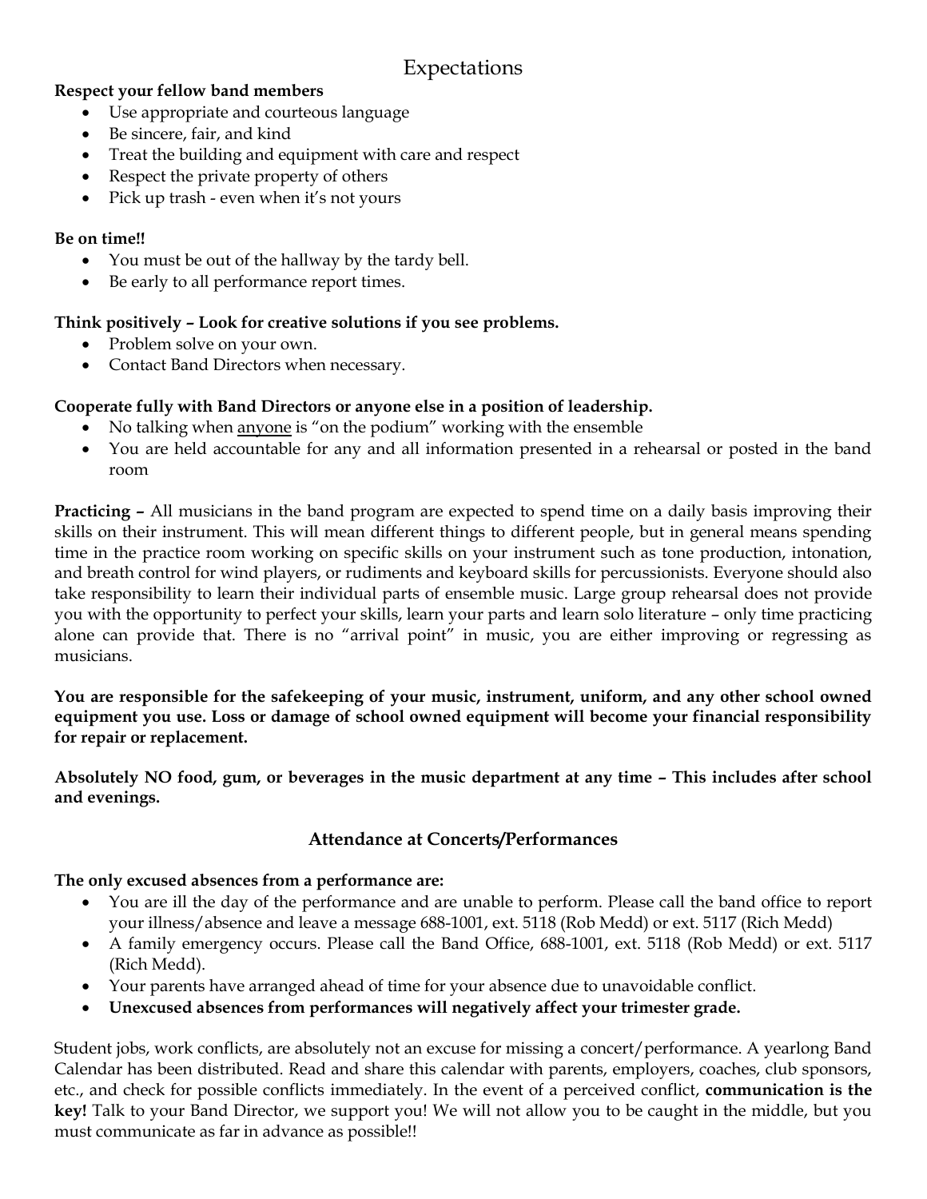# Expectations

**Respect your fellow band members**

- Use appropriate and courteous language
- Be sincere, fair, and kind
- Treat the building and equipment with care and respect
- Respect the private property of others
- Pick up trash - even when it's not yours

**Be on time!!**

- You must be out of the hallway by the tardy bell.
- Be early to all performance report times.

**Think positively – Look for creative solutions if you see problems.**

- Problem solve on your own.
- Contact Band Directors when necessary.

**Cooperate fully with Band Directors or anyone else in a position of leadership.**

- No talking when <u>anyone</u> is "on the podium" working with the ensemble
- You are held accountable for any and all information presented in a rehearsal or posted in the band room

**Practicing –** All musicians in the band program are expected to spend time on a daily basis improving their skills on their instrument. This will mean different things to different people, but in general means spending time in the practice room working on specific skills on your instrument such as tone production, intonation, and breath control for wind players, or rudiments and keyboard skills for percussionists. Everyone should also take responsibility to learn their individual parts of ensemble music. Large group rehearsal does not provide you with the opportunity to perfect your skills, learn your parts and learn solo literature – only time practicing alone can provide that. There is no "arrival point" in music, you are either improving or regressing as musicians.

**You are responsible for the safekeeping of your music, instrument, uniform, and any other school owned equipment you use. Loss or damage of school owned equipment will become your financial responsibility for repair or replacement.**

**Absolutely NO food, gum, or beverages in the music department at any time – This includes after school and evenings.**

## Attendance at Concerts/Performances

**The only excused absences from a performance are:**

- You are ill the day of the performance and are unable to perform. Please call the band office to report your illness/absence and leave a message 688-1001, ext. 5118 (Rob Medd) or ext. 5117 (Rich Medd)
- A family emergency occurs. Please call the Band Office, 688-1001, ext. 5118 (Rob Medd) or ext. 5117 (Rich Medd).
- Your parents have arranged ahead of time for your absence due to unavoidable conflict.
- **Unexcused absences from performances will negatively affect your trimester grade.**

Student jobs, work conflicts, are absolutely not an excuse for missing a concert/performance. A yearlong Band Calendar has been distributed. Read and share this calendar with parents, employers, coaches, club sponsors, etc., and check for possible conflicts immediately. In the event of a perceived conflict, **communication is the key!** Talk to your Band Director, we support you! We will not allow you to be caught in the middle, but you must communicate as far in advance as possible!!